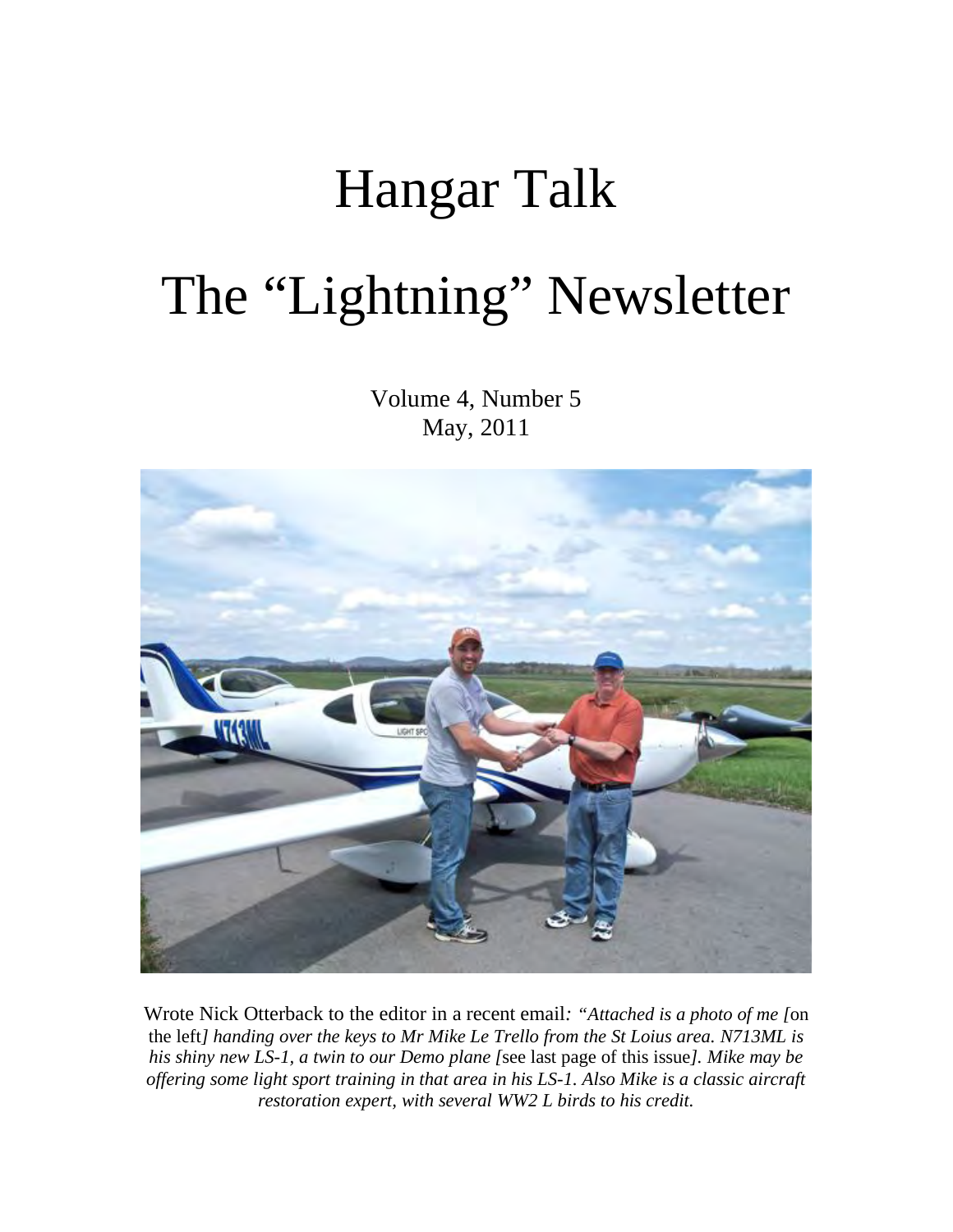# Hangar Talk

# The "Lightning" Newsletter

Volume 4, Number 5
May, 2011

Wrote Nick Otterback to the editor in a recent email*: "Attached is a photo of me [*on the left*] handing over the keys to Mr Mike Le Trello from the St Loius area. N713ML is his shiny new LS-1, a twin to our Demo plane [*see last page of this issue*]. Mike may be offering some light sport training in that area in his LS-1. Also Mike is a classic aircraft restoration expert, with several WW2 L birds to his credit.*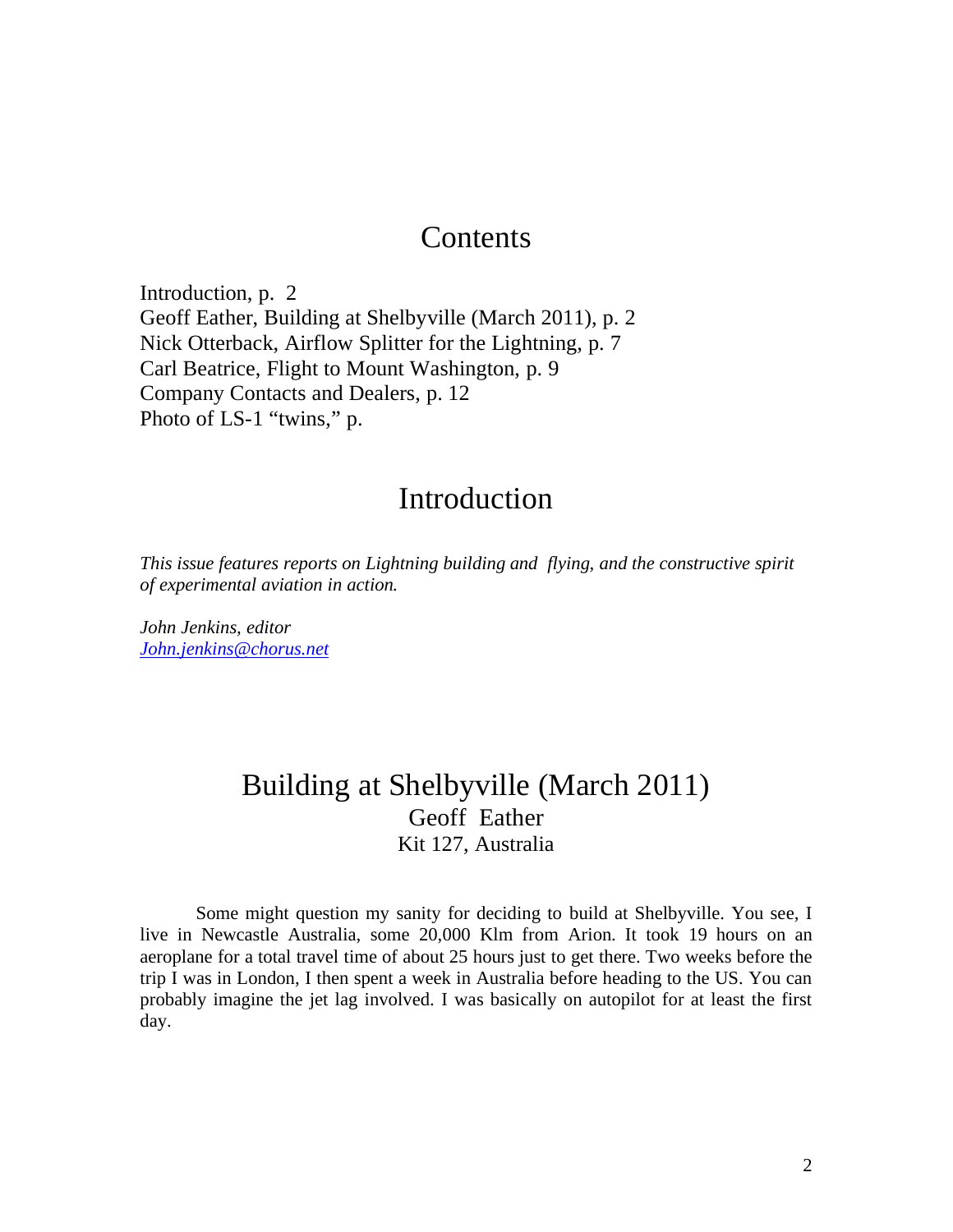# Contents

Introduction, p. 2
Geoff Eather, Building at Shelbyville (March 2011), p. 2
Nick Otterback, Airflow Splitter for the Lightning, p. 7
Carl Beatrice, Flight to Mount Washington, p. 9
Company Contacts and Dealers, p. 12
Photo of LS-1 "twins," p.

# Introduction

*This issue features reports on Lightning building and flying, and the constructive spirit of experimental aviation in action.*

*John Jenkins, editor*
*[John.jenkins@chorus.net](mailto:John.jenkins@chorus.net)*

# Building at Shelbyville (March 2011)

Geoff Eather
Kit 127, Australia

Some might question my sanity for deciding to build at Shelbyville. You see, I live in Newcastle Australia, some 20,000 Klm from Arion. It took 19 hours on an aeroplane for a total travel time of about 25 hours just to get there. Two weeks before the trip I was in London, I then spent a week in Australia before heading to the US. You can probably imagine the jet lag involved. I was basically on autopilot for at least the first day.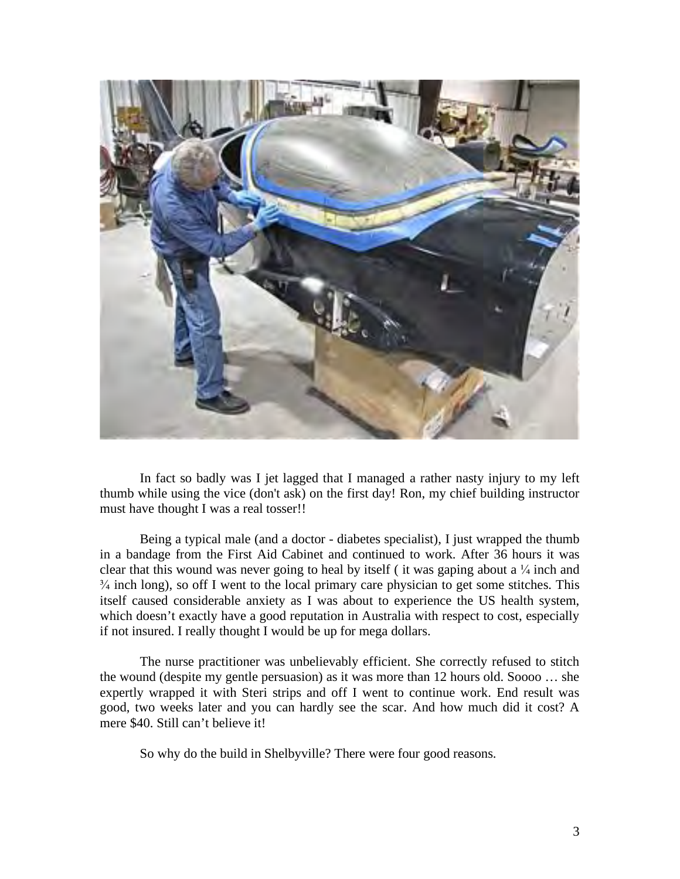In fact so badly was I jet lagged that I managed a rather nasty injury to my left thumb while using the vice (don't ask) on the first day! Ron, my chief building instructor must have thought I was a real tosser!!

Being a typical male (and a doctor - diabetes specialist), I just wrapped the thumb in a bandage from the First Aid Cabinet and continued to work. After 36 hours it was clear that this wound was never going to heal by itself ( it was gaping about a ¼ inch and ¾ inch long), so off I went to the local primary care physician to get some stitches. This itself caused considerable anxiety as I was about to experience the US health system, which doesn't exactly have a good reputation in Australia with respect to cost, especially if not insured. I really thought I would be up for mega dollars.

The nurse practitioner was unbelievably efficient. She correctly refused to stitch the wound (despite my gentle persuasion) as it was more than 12 hours old. Soooo … she expertly wrapped it with Steri strips and off I went to continue work. End result was good, two weeks later and you can hardly see the scar. And how much did it cost? A mere $40. Still can't believe it!

So why do the build in Shelbyville? There were four good reasons.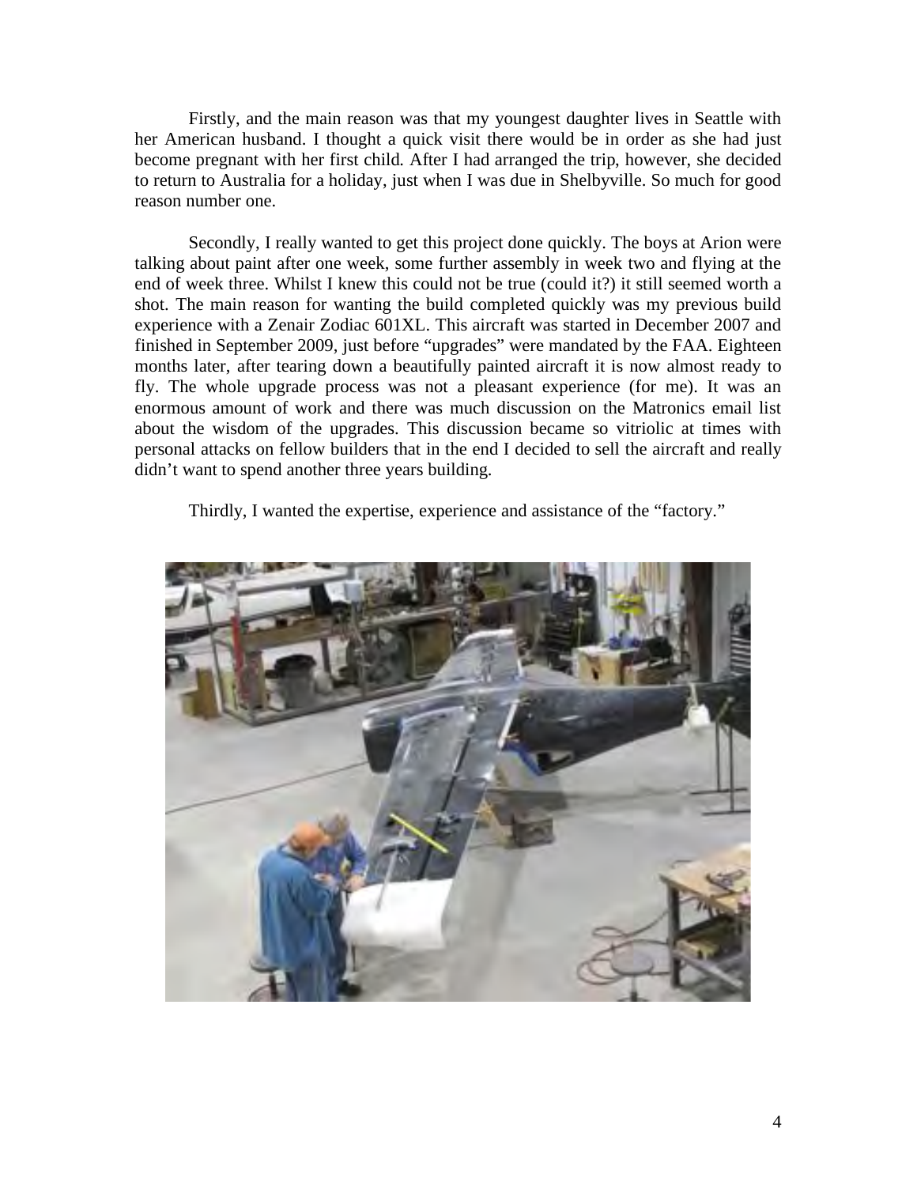Firstly, and the main reason was that my youngest daughter lives in Seattle with her American husband. I thought a quick visit there would be in order as she had just become pregnant with her first child. After I had arranged the trip, however, she decided to return to Australia for a holiday, just when I was due in Shelbyville. So much for good reason number one.

Secondly, I really wanted to get this project done quickly. The boys at Arion were talking about paint after one week, some further assembly in week two and flying at the end of week three. Whilst I knew this could not be true (could it?) it still seemed worth a shot. The main reason for wanting the build completed quickly was my previous build experience with a Zenair Zodiac 601XL. This aircraft was started in December 2007 and finished in September 2009, just before "upgrades" were mandated by the FAA. Eighteen months later, after tearing down a beautifully painted aircraft it is now almost ready to fly. The whole upgrade process was not a pleasant experience (for me). It was an enormous amount of work and there was much discussion on the Matronics email list about the wisdom of the upgrades. This discussion became so vitriolic at times with personal attacks on fellow builders that in the end I decided to sell the aircraft and really didn't want to spend another three years building.

Thirdly, I wanted the expertise, experience and assistance of the "factory."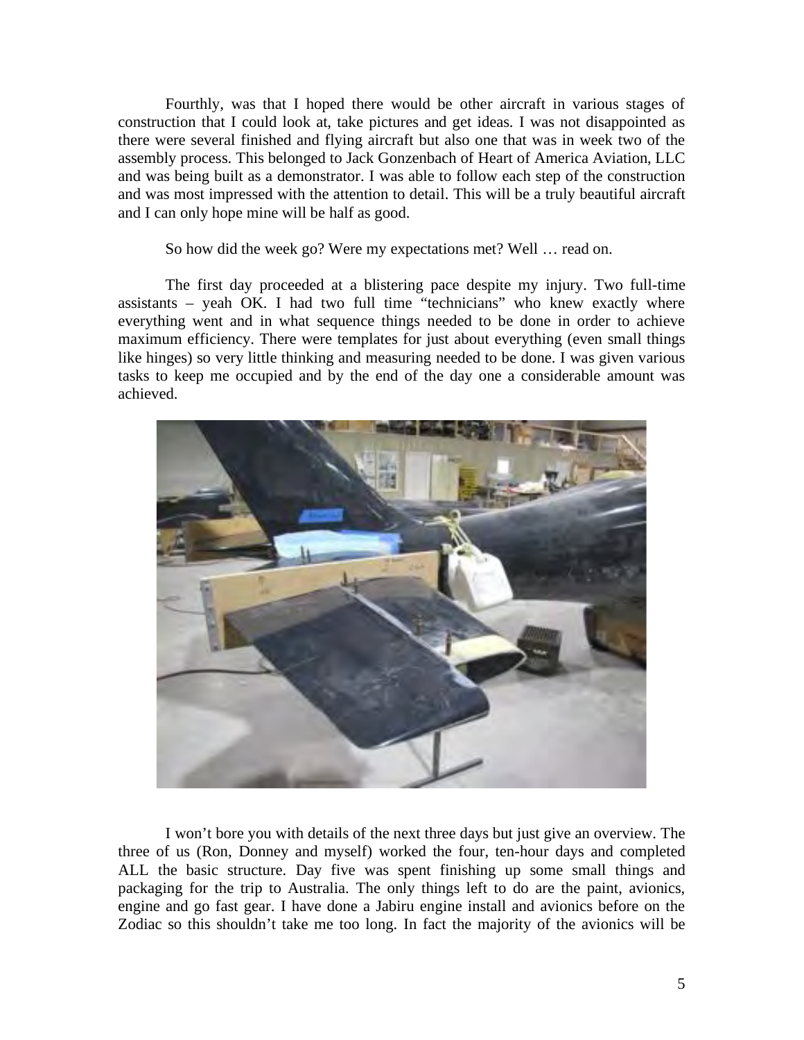Fourthly, was that I hoped there would be other aircraft in various stages of construction that I could look at, take pictures and get ideas. I was not disappointed as there were several finished and flying aircraft but also one that was in week two of the assembly process. This belonged to Jack Gonzenbach of Heart of America Aviation, LLC and was being built as a demonstrator. I was able to follow each step of the construction and was most impressed with the attention to detail. This will be a truly beautiful aircraft and I can only hope mine will be half as good.

So how did the week go? Were my expectations met? Well … read on.

The first day proceeded at a blistering pace despite my injury. Two full-time assistants – yeah OK. I had two full time "technicians" who knew exactly where everything went and in what sequence things needed to be done in order to achieve maximum efficiency. There were templates for just about everything (even small things like hinges) so very little thinking and measuring needed to be done. I was given various tasks to keep me occupied and by the end of the day one a considerable amount was achieved.

I won't bore you with details of the next three days but just give an overview. The three of us (Ron, Donney and myself) worked the four, ten-hour days and completed ALL the basic structure. Day five was spent finishing up some small things and packaging for the trip to Australia. The only things left to do are the paint, avionics, engine and go fast gear. I have done a Jabiru engine install and avionics before on the Zodiac so this shouldn't take me too long. In fact the majority of the avionics will be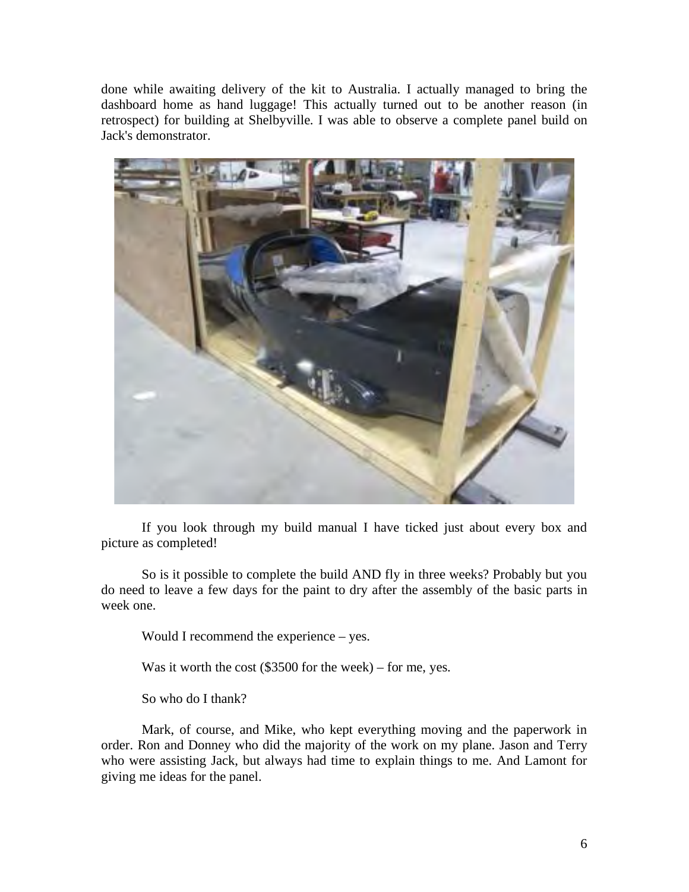done while awaiting delivery of the kit to Australia. I actually managed to bring the dashboard home as hand luggage! This actually turned out to be another reason (in retrospect) for building at Shelbyville. I was able to observe a complete panel build on Jack's demonstrator.

If you look through my build manual I have ticked just about every box and picture as completed!

So is it possible to complete the build AND fly in three weeks? Probably but you do need to leave a few days for the paint to dry after the assembly of the basic parts in week one.

Would I recommend the experience – yes.

Was it worth the cost ($3500 for the week) – for me, yes.

So who do I thank?

Mark, of course, and Mike, who kept everything moving and the paperwork in order. Ron and Donney who did the majority of the work on my plane. Jason and Terry who were assisting Jack, but always had time to explain things to me. And Lamont for giving me ideas for the panel.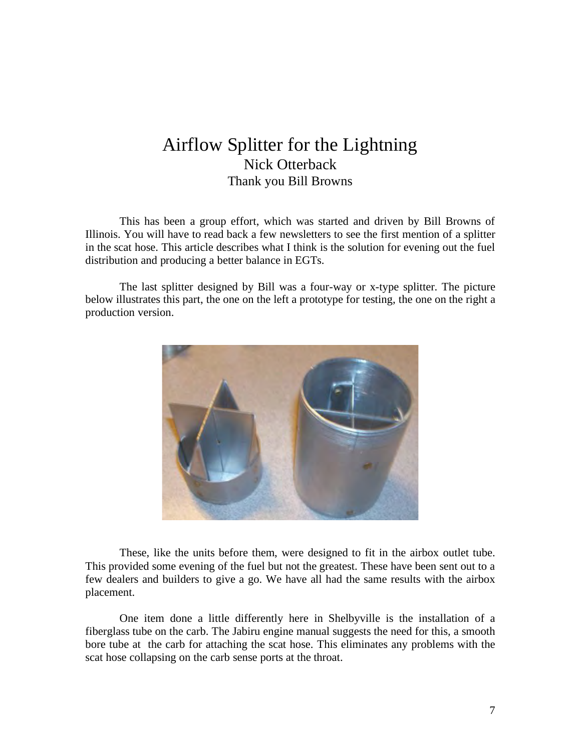# Airflow Splitter for the Lightning

Nick Otterback

Thank you Bill Browns

This has been a group effort, which was started and driven by Bill Browns of Illinois. You will have to read back a few newsletters to see the first mention of a splitter in the scat hose. This article describes what I think is the solution for evening out the fuel distribution and producing a better balance in EGTs.

The last splitter designed by Bill was a four-way or x-type splitter. The picture below illustrates this part, the one on the left a prototype for testing, the one on the right a production version.

These, like the units before them, were designed to fit in the airbox outlet tube. This provided some evening of the fuel but not the greatest. These have been sent out to a few dealers and builders to give a go. We have all had the same results with the airbox placement.

One item done a little differently here in Shelbyville is the installation of a fiberglass tube on the carb. The Jabiru engine manual suggests the need for this, a smooth bore tube at the carb for attaching the scat hose. This eliminates any problems with the scat hose collapsing on the carb sense ports at the throat.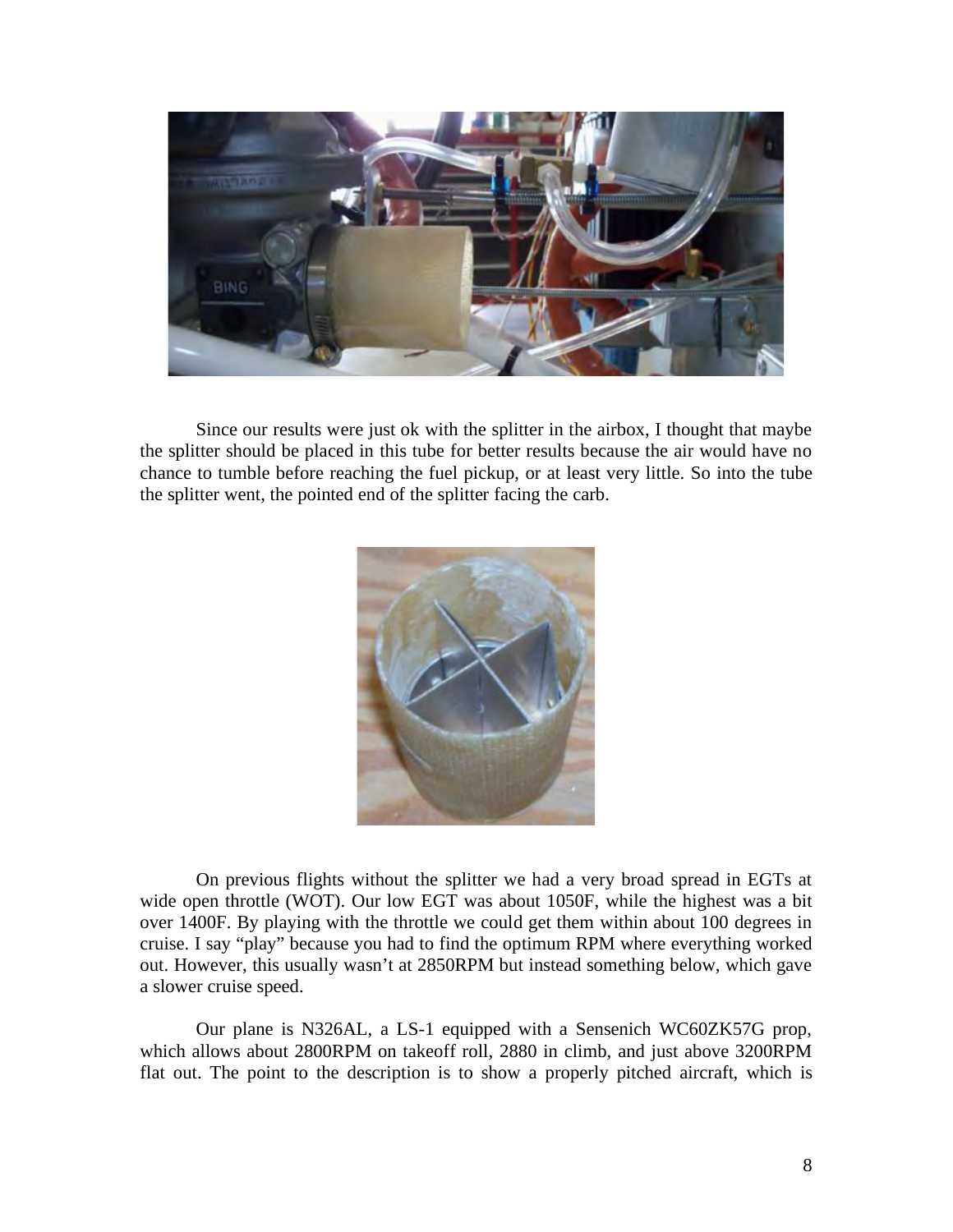Since our results were just ok with the splitter in the airbox, I thought that maybe the splitter should be placed in this tube for better results because the air would have no chance to tumble before reaching the fuel pickup, or at least very little. So into the tube the splitter went, the pointed end of the splitter facing the carb.

On previous flights without the splitter we had a very broad spread in EGTs at wide open throttle (WOT). Our low EGT was about 1050F, while the highest was a bit over 1400F. By playing with the throttle we could get them within about 100 degrees in cruise. I say "play" because you had to find the optimum RPM where everything worked out. However, this usually wasn't at 2850RPM but instead something below, which gave a slower cruise speed.

Our plane is N326AL, a LS-1 equipped with a Sensenich WC60ZK57G prop, which allows about 2800RPM on takeoff roll, 2880 in climb, and just above 3200RPM flat out. The point to the description is to show a properly pitched aircraft, which is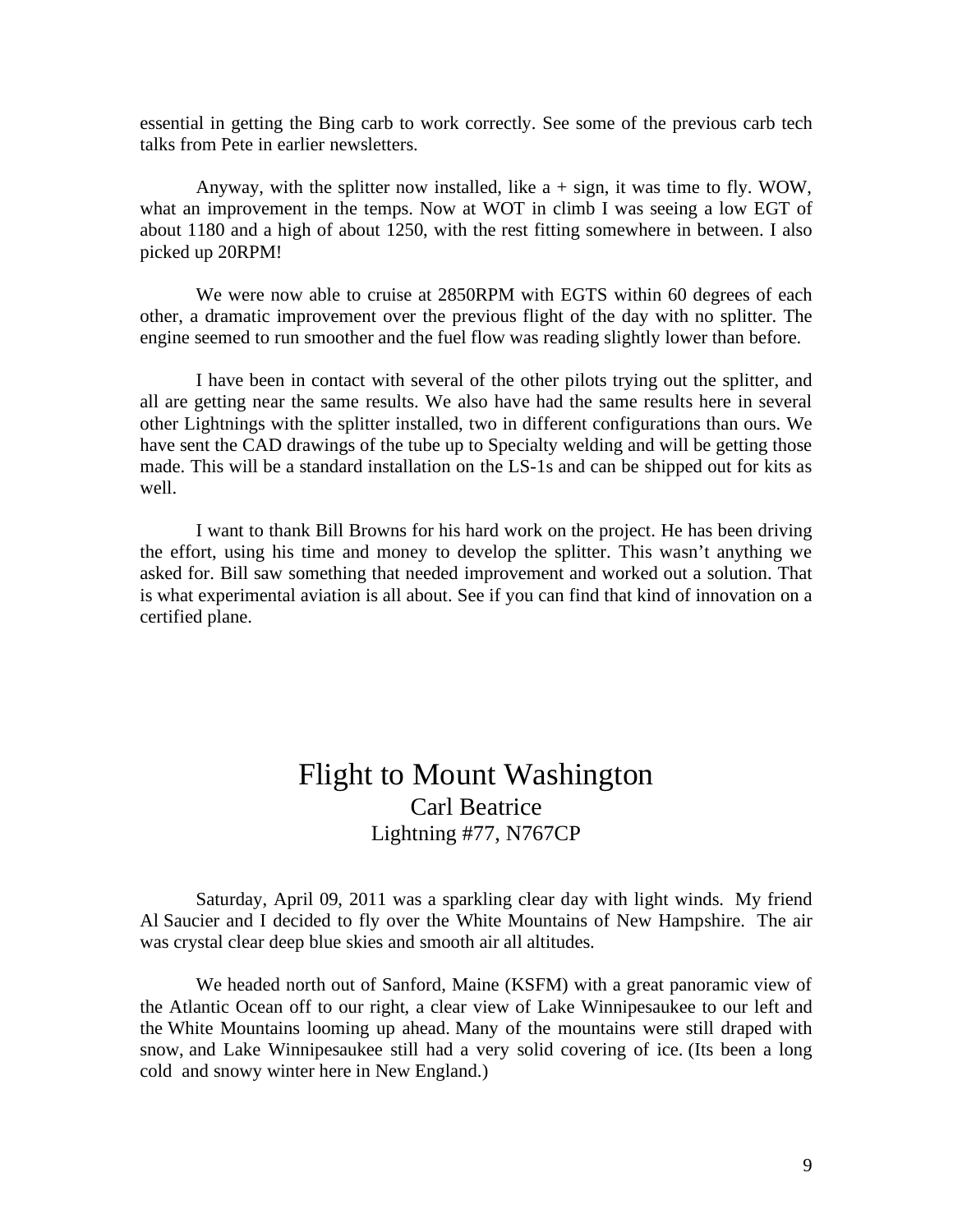essential in getting the Bing carb to work correctly. See some of the previous carb tech talks from Pete in earlier newsletters.

Anyway, with the splitter now installed, like a + sign, it was time to fly. WOW, what an improvement in the temps. Now at WOT in climb I was seeing a low EGT of about 1180 and a high of about 1250, with the rest fitting somewhere in between. I also picked up 20RPM!

We were now able to cruise at 2850RPM with EGTS within 60 degrees of each other, a dramatic improvement over the previous flight of the day with no splitter. The engine seemed to run smoother and the fuel flow was reading slightly lower than before.

I have been in contact with several of the other pilots trying out the splitter, and all are getting near the same results. We also have had the same results here in several other Lightnings with the splitter installed, two in different configurations than ours. We have sent the CAD drawings of the tube up to Specialty welding and will be getting those made. This will be a standard installation on the LS-1s and can be shipped out for kits as well.

I want to thank Bill Browns for his hard work on the project. He has been driving the effort, using his time and money to develop the splitter. This wasn't anything we asked for. Bill saw something that needed improvement and worked out a solution. That is what experimental aviation is all about. See if you can find that kind of innovation on a certified plane.

# Flight to Mount Washington

Carl Beatrice

Lightning #77, N767CP

Saturday, April 09, 2011 was a sparkling clear day with light winds. My friend Al Saucier and I decided to fly over the White Mountains of New Hampshire. The air was crystal clear deep blue skies and smooth air all altitudes.

We headed north out of Sanford, Maine (KSFM) with a great panoramic view of the Atlantic Ocean off to our right, a clear view of Lake Winnipesaukee to our left and the White Mountains looming up ahead. Many of the mountains were still draped with snow, and Lake Winnipesaukee still had a very solid covering of ice. (Its been a long cold and snowy winter here in New England.)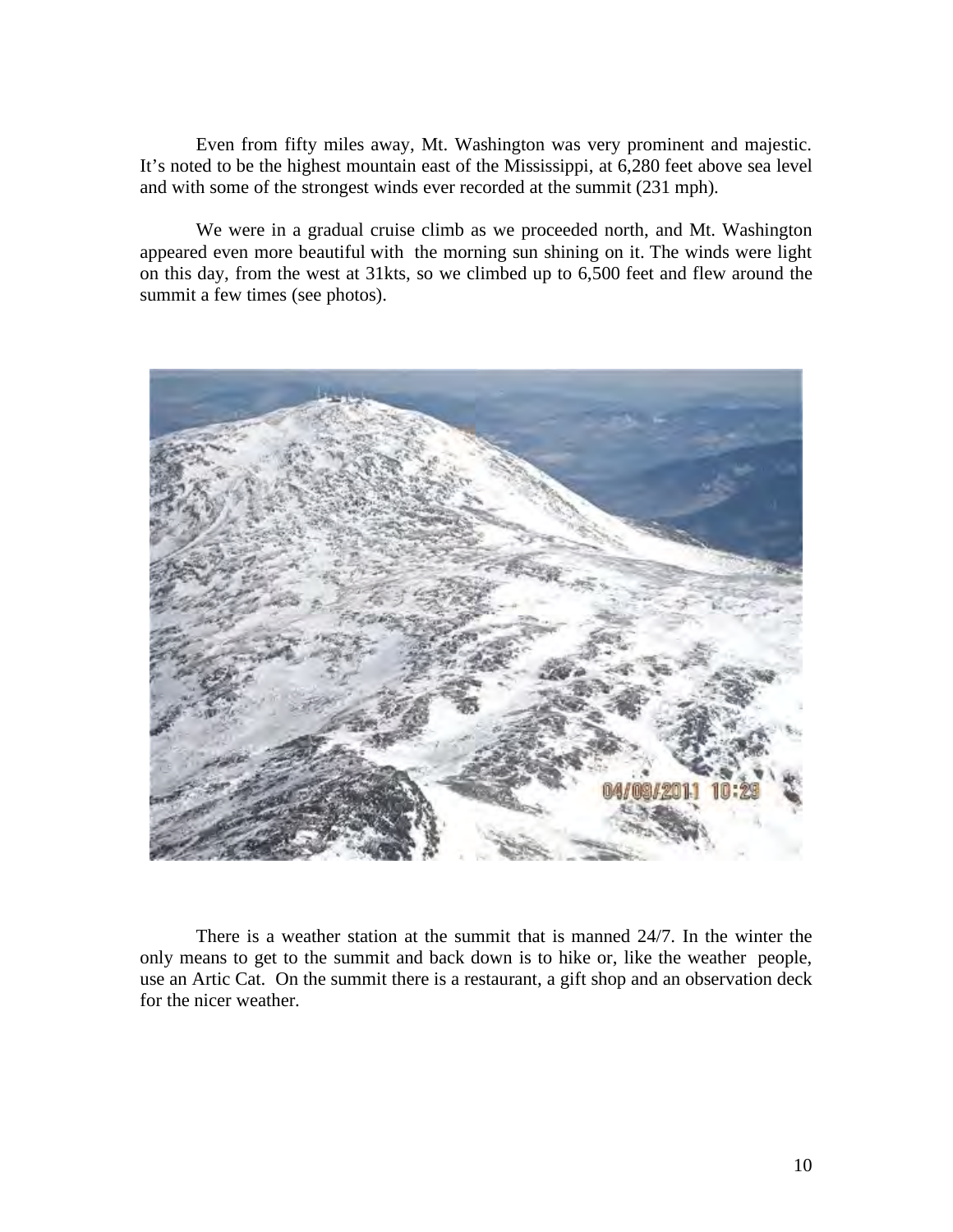Even from fifty miles away, Mt. Washington was very prominent and majestic. It's noted to be the highest mountain east of the Mississippi, at 6,280 feet above sea level and with some of the strongest winds ever recorded at the summit (231 mph).

We were in a gradual cruise climb as we proceeded north, and Mt. Washington appeared even more beautiful with the morning sun shining on it. The winds were light on this day, from the west at 31kts, so we climbed up to 6,500 feet and flew around the summit a few times (see photos).

There is a weather station at the summit that is manned 24/7. In the winter the only means to get to the summit and back down is to hike or, like the weather people, use an Artic Cat. On the summit there is a restaurant, a gift shop and an observation deck for the nicer weather.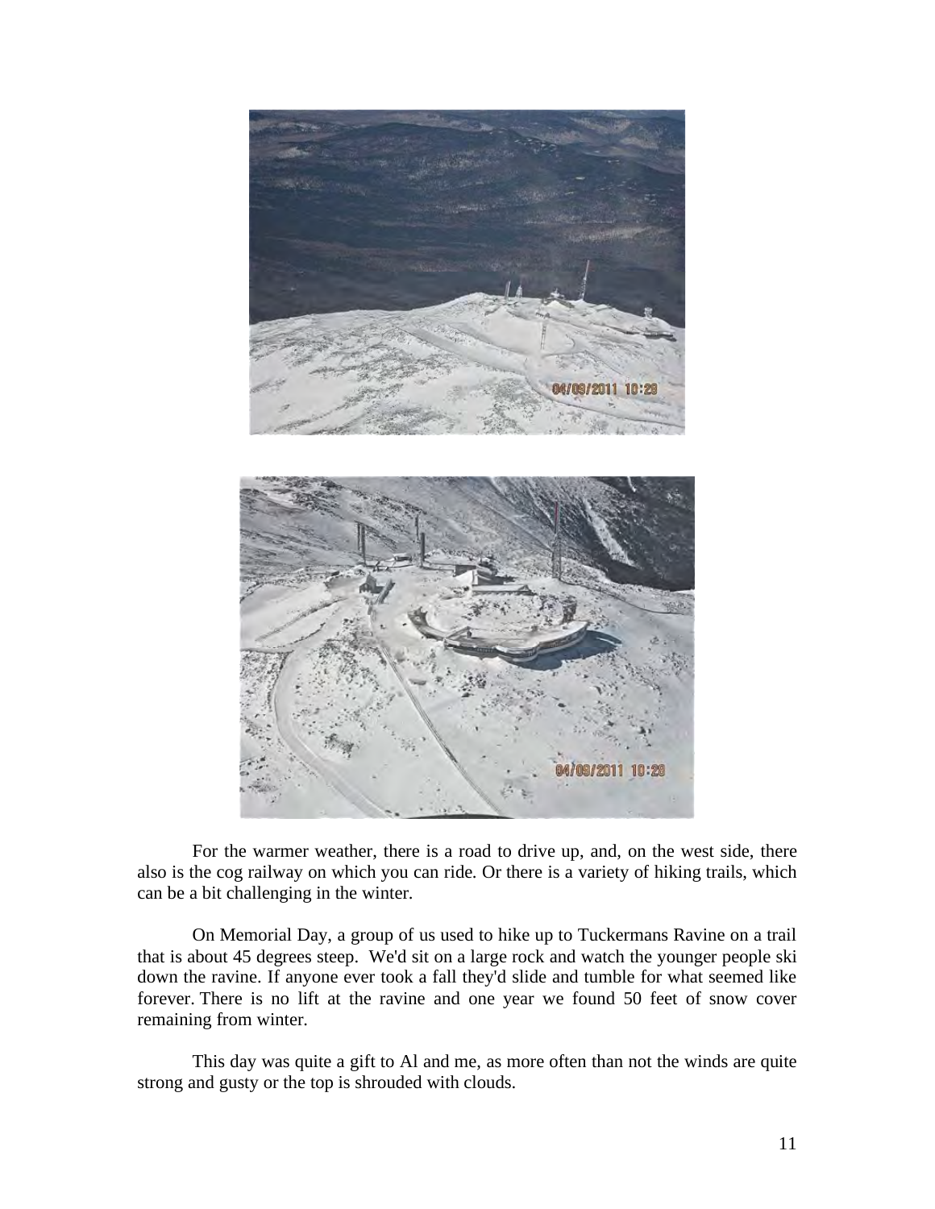For the warmer weather, there is a road to drive up, and, on the west side, there also is the cog railway on which you can ride. Or there is a variety of hiking trails, which can be a bit challenging in the winter.

On Memorial Day, a group of us used to hike up to Tuckermans Ravine on a trail that is about 45 degrees steep. We'd sit on a large rock and watch the younger people ski down the ravine. If anyone ever took a fall they'd slide and tumble for what seemed like forever. There is no lift at the ravine and one year we found 50 feet of snow cover remaining from winter.

This day was quite a gift to Al and me, as more often than not the winds are quite strong and gusty or the top is shrouded with clouds.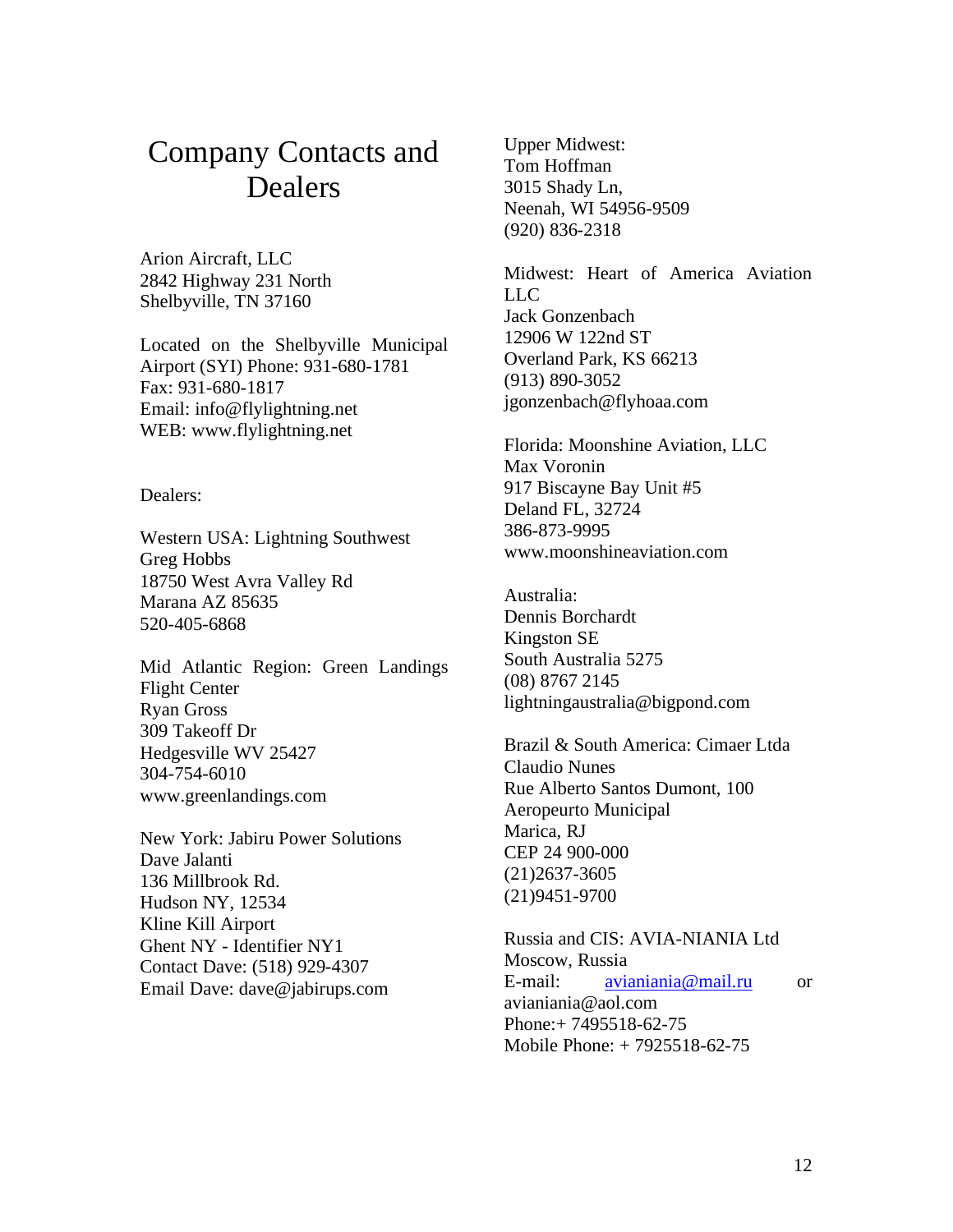# Company Contacts and Dealers

Arion Aircraft, LLC
2842 Highway 231 North
Shelbyville, TN 37160

Located on the Shelbyville Municipal Airport (SYI) Phone: 931-680-1781
Fax: 931-680-1817
Email: info@flylightning.net
WEB: www.flylightning.net

Dealers:

Western USA: Lightning Southwest
Greg Hobbs
18750 West Avra Valley Rd
Marana AZ 85635
520-405-6868

Mid Atlantic Region: Green Landings Flight Center
Ryan Gross
309 Takeoff Dr
Hedgesville WV 25427
304-754-6010
www.greenlandings.com

New York: Jabiru Power Solutions
Dave Jalanti
136 Millbrook Rd.
Hudson NY, 12534
Kline Kill Airport
Ghent NY - Identifier NY1
Contact Dave: (518) 929-4307
Email Dave: dave@jabirups.com

Upper Midwest:
Tom Hoffman
3015 Shady Ln,
Neenah, WI 54956-9509
(920) 836-2318

Midwest: Heart of America Aviation LLC
Jack Gonzenbach
12906 W 122nd ST
Overland Park, KS 66213
(913) 890-3052
jgonzenbach@flyhoaa.com

Florida: Moonshine Aviation, LLC
Max Voronin
917 Biscayne Bay Unit #5
Deland FL, 32724
386-873-9995
www.moonshineaviation.com

Australia:
Dennis Borchardt
Kingston SE
South Australia 5275
(08) 8767 2145
lightningaustralia@bigpond.com

Brazil & South America: Cimaer Ltda
Claudio Nunes
Rue Alberto Santos Dumont, 100
Aeropeurto Municipal
Marica, RJ
CEP 24 900-000
(21)2637-3605
(21)9451-9700

Russia and CIS: AVIA-NIANIA Ltd
Moscow, Russia
E-mail: avianiania@mail.ru or avianiania@aol.com
Phone:+ 7495518-62-75
Mobile Phone: + 7925518-62-75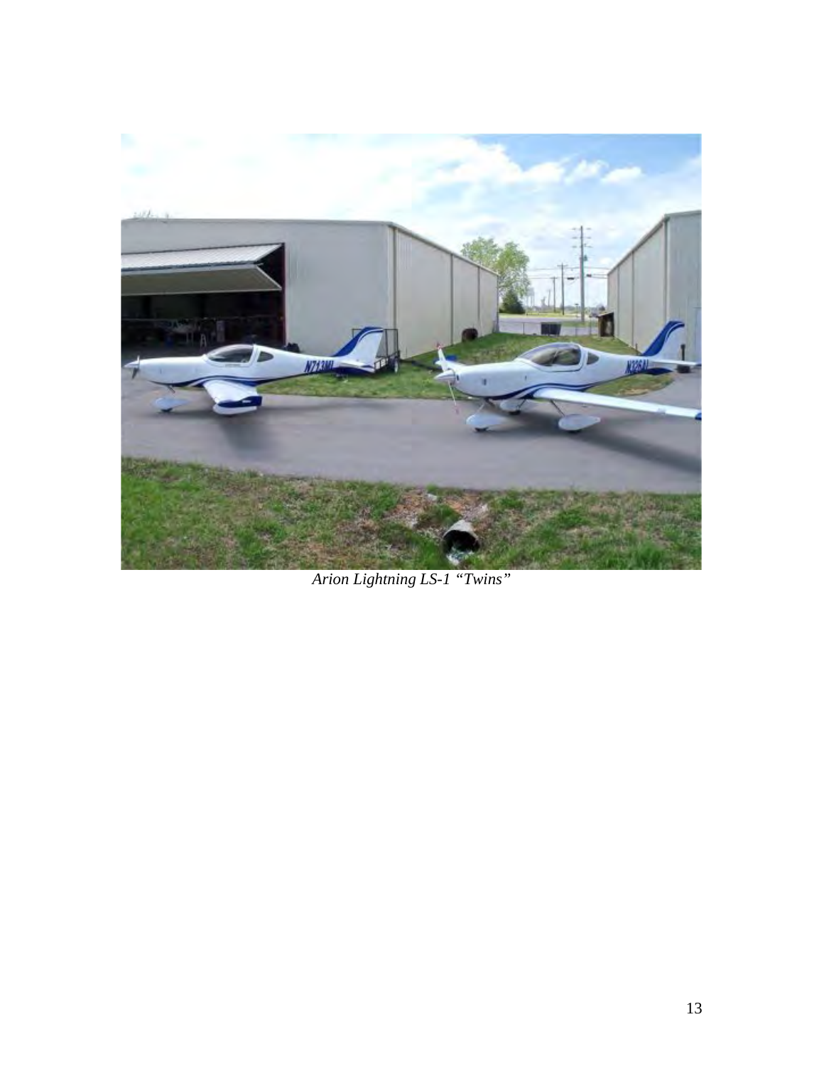*Arion Lightning LS-1 “Twins”*